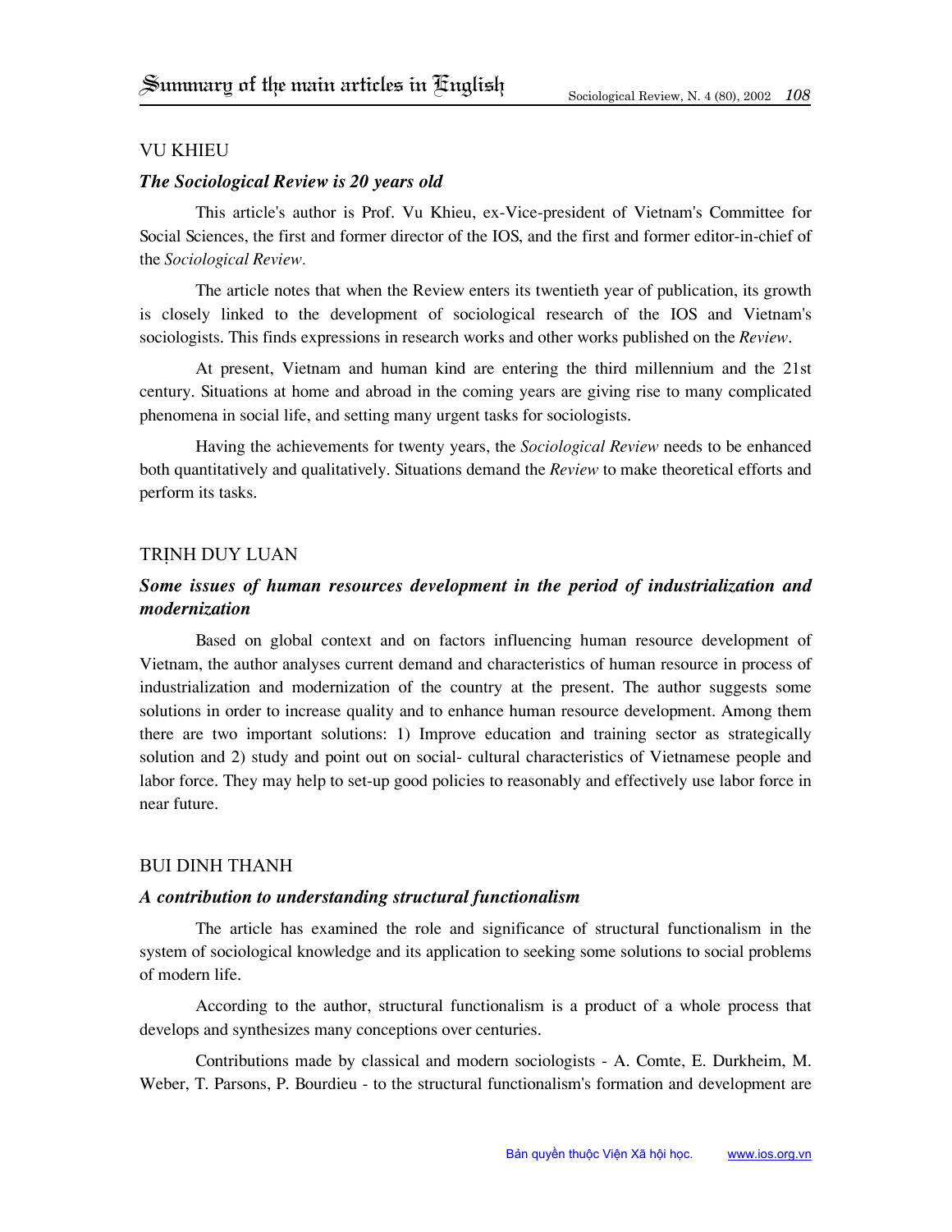# Summary of the main articles in English

VU KHIEU

### *The Sociological Review is 20 years old*

This article's author is Prof. Vu Khieu, ex-Vice-president of Vietnam's Committee for Social Sciences, the first and former director of the IOS, and the first and former editor-in-chief of the *Sociological Review.*

The article notes that when the Review enters its twentieth year of publication, its growth is closely linked to the development of sociological research of the IOS and Vietnam's sociologists. This finds expressions in research works and other works published on the *Review*.

At present, Vietnam and human kind are entering the third millennium and the 21st century. Situations at home and abroad in the coming years are giving rise to many complicated phenomena in social life, and setting many urgent tasks for sociologists.

Having the achievements for twenty years, the *Sociological Review* needs to be enhanced both quantitatively and qualitatively. Situations demand the *Review* to make theoretical efforts and perform its tasks.

TRỊNH DUY LUAN

### *Some issues of human resources development in the period of industrialization and modernization*

Based on global context and on factors influencing human resource development of Vietnam, the author analyses current demand and characteristics of human resource in process of industrialization and modernization of the country at the present. The author suggests some solutions in order to increase quality and to enhance human resource development. Among them there are two important solutions: 1) Improve education and training sector as strategically solution and 2) study and point out on social- cultural characteristics of Vietnamese people and labor force. They may help to set-up good policies to reasonably and effectively use labor force in near future.

BUI DINH THANH

### *A contribution to understanding structural functionalism*

The article has examined the role and significance of structural functionalism in the system of sociological knowledge and its application to seeking some solutions to social problems of modern life.

According to the author, structural functionalism is a product of a whole process that develops and synthesizes many conceptions over centuries.

Contributions made by classical and modern sociologists - A. Comte, E. Durkheim, M. Weber, T. Parsons, P. Bourdieu - to the structural functionalism's formation and development are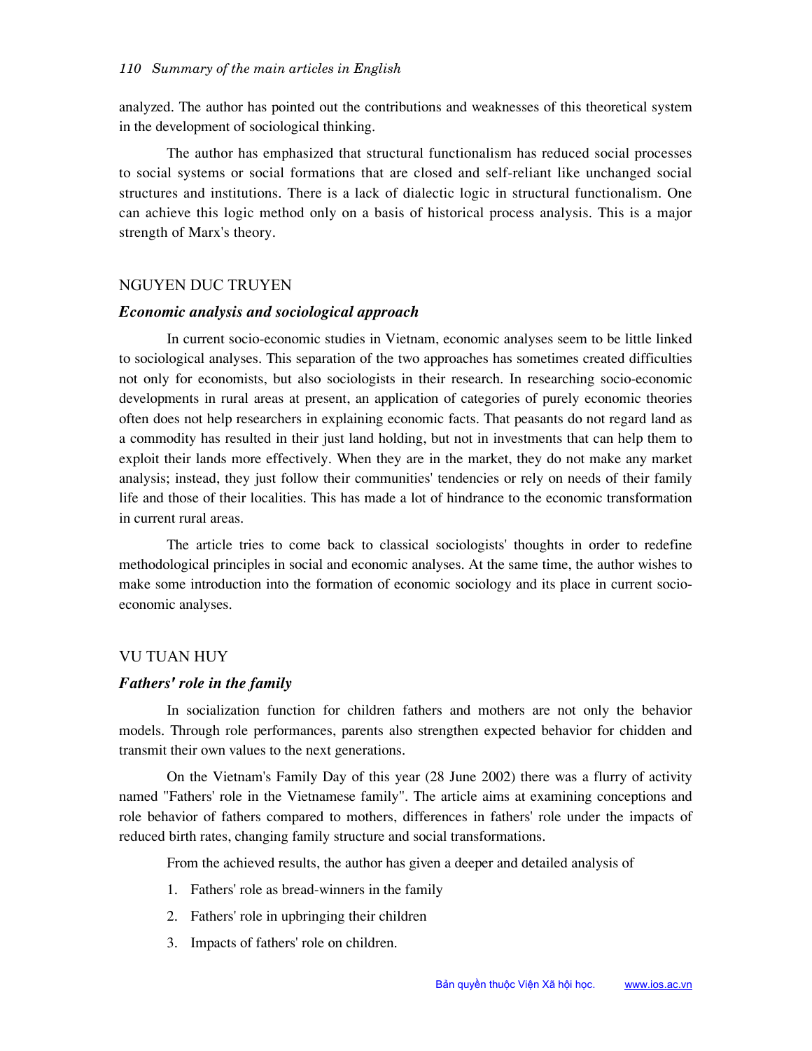analyzed. The author has pointed out the contributions and weaknesses of this theoretical system in the development of sociological thinking.

The author has emphasized that structural functionalism has reduced social processes to social systems or social formations that are closed and self-reliant like unchanged social structures and institutions. There is a lack of dialectic logic in structural functionalism. One can achieve this logic method only on a basis of historical process analysis. This is a major strength of Marx's theory.

NGUYEN DUC TRUYEN

***Economic analysis and sociological approach***

In current socio-economic studies in Vietnam, economic analyses seem to be little linked to sociological analyses. This separation of the two approaches has sometimes created difficulties not only for economists, but also sociologists in their research. In researching socio-economic developments in rural areas at present, an application of categories of purely economic theories often does not help researchers in explaining economic facts. That peasants do not regard land as a commodity has resulted in their just land holding, but not in investments that can help them to exploit their lands more effectively. When they are in the market, they do not make any market analysis; instead, they just follow their communities' tendencies or rely on needs of their family life and those of their localities. This has made a lot of hindrance to the economic transformation in current rural areas.

The article tries to come back to classical sociologists' thoughts in order to redefine methodological principles in social and economic analyses. At the same time, the author wishes to make some introduction into the formation of economic sociology and its place in current socio-economic analyses.

VU TUAN HUY

***Fathers' role in the family***

In socialization function for children fathers and mothers are not only the behavior models. Through role performances, parents also strengthen expected behavior for chidden and transmit their own values to the next generations.

On the Vietnam's Family Day of this year (28 June 2002) there was a flurry of activity named "Fathers' role in the Vietnamese family". The article aims at examining conceptions and role behavior of fathers compared to mothers, differences in fathers' role under the impacts of reduced birth rates, changing family structure and social transformations.

From the achieved results, the author has given a deeper and detailed analysis of

1. Fathers' role as bread-winners in the family
2. Fathers' role in upbringing their children
3. Impacts of fathers' role on children.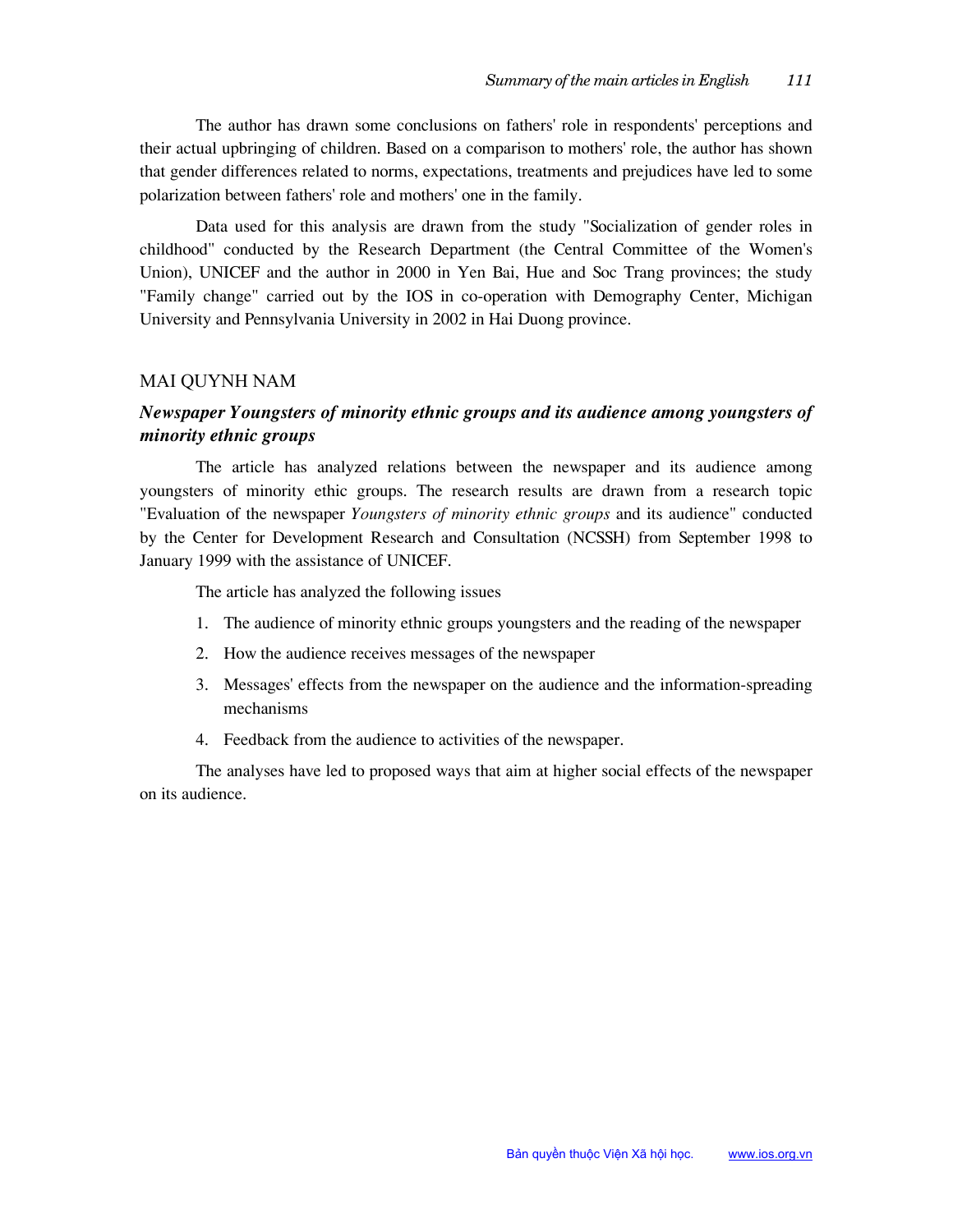The author has drawn some conclusions on fathers' role in respondents' perceptions and their actual upbringing of children. Based on a comparison to mothers' role, the author has shown that gender differences related to norms, expectations, treatments and prejudices have led to some polarization between fathers' role and mothers' one in the family.

Data used for this analysis are drawn from the study "Socialization of gender roles in childhood" conducted by the Research Department (the Central Committee of the Women's Union), UNICEF and the author in 2000 in Yen Bai, Hue and Soc Trang provinces; the study "Family change" carried out by the IOS in co-operation with Demography Center, Michigan University and Pennsylvania University in 2002 in Hai Duong province.

MAI QUYNH NAM

***Newspaper Youngsters of minority ethnic groups and its audience among youngsters of minority ethnic groups***

The article has analyzed relations between the newspaper and its audience among youngsters of minority ethic groups. The research results are drawn from a research topic "Evaluation of the newspaper *Youngsters of minority ethnic groups* and its audience" conducted by the Center for Development Research and Consultation (NCSSH) from September 1998 to January 1999 with the assistance of UNICEF.

The article has analyzed the following issues

1. The audience of minority ethnic groups youngsters and the reading of the newspaper
2. How the audience receives messages of the newspaper
3. Messages' effects from the newspaper on the audience and the information-spreading mechanisms
4. Feedback from the audience to activities of the newspaper.

The analyses have led to proposed ways that aim at higher social effects of the newspaper on its audience.